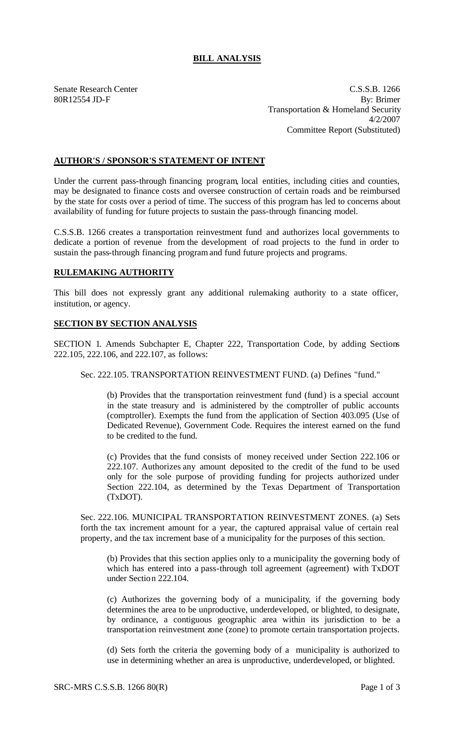# BILL ANALYSIS

Senate Research Center
80R12554 JD-F

C.S.S.B. 1266
By: Brimer
Transportation & Homeland Security
4/2/2007
Committee Report (Substituted)

## AUTHOR'S / SPONSOR'S STATEMENT OF INTENT

Under the current pass-through financing program, local entities, including cities and counties, may be designated to finance costs and oversee construction of certain roads and be reimbursed by the state for costs over a period of time. The success of this program has led to concerns about availability of funding for future projects to sustain the pass-through financing model.

C.S.S.B. 1266 creates a transportation reinvestment fund and authorizes local governments to dedicate a portion of revenue from the development of road projects to the fund in order to sustain the pass-through financing program and fund future projects and programs.

## RULEMAKING AUTHORITY

This bill does not expressly grant any additional rulemaking authority to a state officer, institution, or agency.

## SECTION BY SECTION ANALYSIS

SECTION 1. Amends Subchapter E, Chapter 222, Transportation Code, by adding Sections 222.105, 222.106, and 222.107, as follows:

Sec. 222.105. TRANSPORTATION REINVESTMENT FUND. (a) Defines "fund."

(b) Provides that the transportation reinvestment fund (fund) is a special account in the state treasury and is administered by the comptroller of public accounts (comptroller). Exempts the fund from the application of Section 403.095 (Use of Dedicated Revenue), Government Code. Requires the interest earned on the fund to be credited to the fund.

(c) Provides that the fund consists of money received under Section 222.106 or 222.107. Authorizes any amount deposited to the credit of the fund to be used only for the sole purpose of providing funding for projects authorized under Section 222.104, as determined by the Texas Department of Transportation (TxDOT).

Sec. 222.106. MUNICIPAL TRANSPORTATION REINVESTMENT ZONES. (a) Sets forth the tax increment amount for a year, the captured appraisal value of certain real property, and the tax increment base of a municipality for the purposes of this section.

(b) Provides that this section applies only to a municipality the governing body of which has entered into a pass-through toll agreement (agreement) with TxDOT under Section 222.104.

(c) Authorizes the governing body of a municipality, if the governing body determines the area to be unproductive, underdeveloped, or blighted, to designate, by ordinance, a contiguous geographic area within its jurisdiction to be a transportation reinvestment zone (zone) to promote certain transportation projects.

(d) Sets forth the criteria the governing body of a municipality is authorized to use in determining whether an area is unproductive, underdeveloped, or blighted.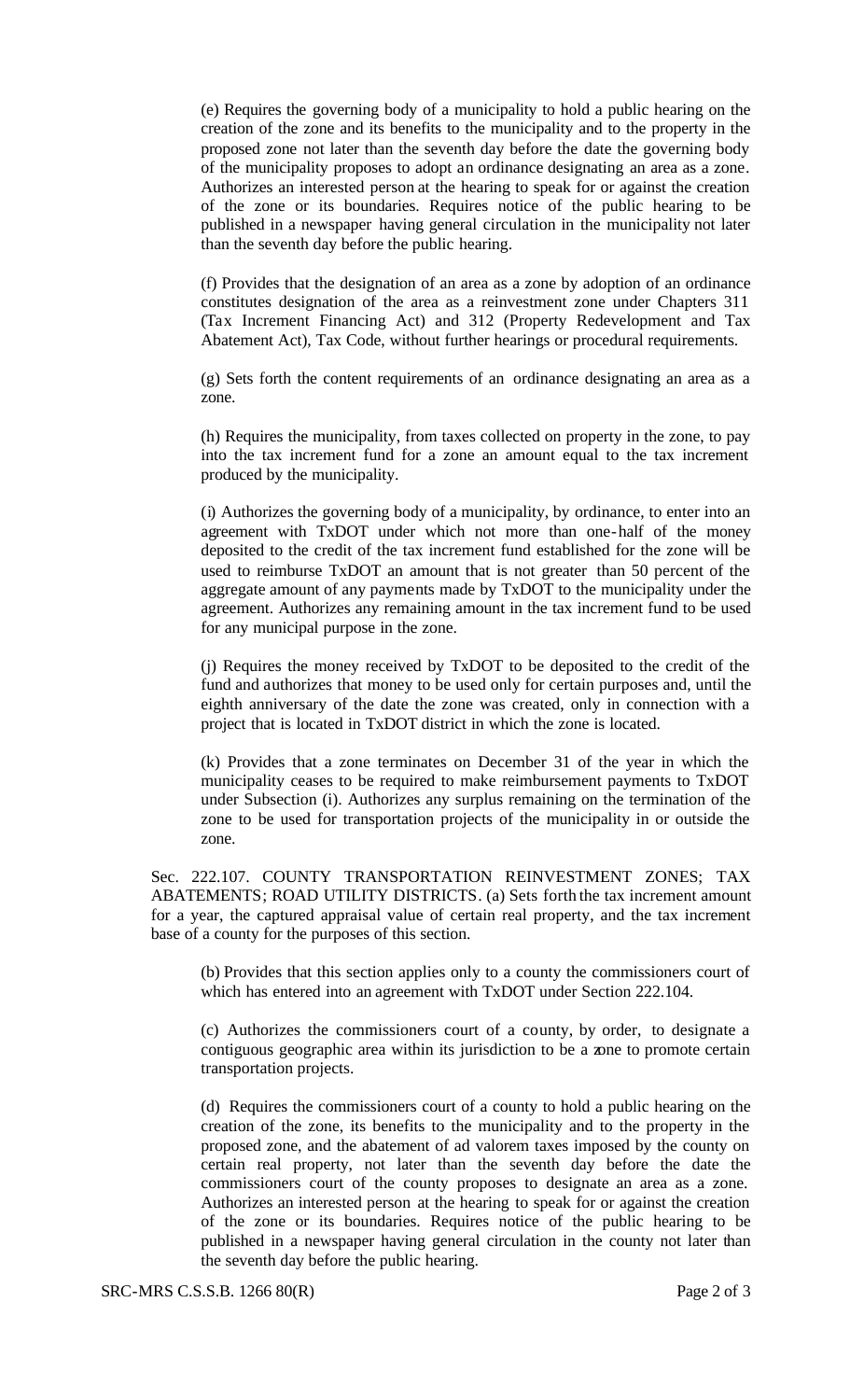(e) Requires the governing body of a municipality to hold a public hearing on the creation of the zone and its benefits to the municipality and to the property in the proposed zone not later than the seventh day before the date the governing body of the municipality proposes to adopt an ordinance designating an area as a zone. Authorizes an interested person at the hearing to speak for or against the creation of the zone or its boundaries. Requires notice of the public hearing to be published in a newspaper having general circulation in the municipality not later than the seventh day before the public hearing.

(f) Provides that the designation of an area as a zone by adoption of an ordinance constitutes designation of the area as a reinvestment zone under Chapters 311 (Tax Increment Financing Act) and 312 (Property Redevelopment and Tax Abatement Act), Tax Code, without further hearings or procedural requirements.

(g) Sets forth the content requirements of an ordinance designating an area as a zone.

(h) Requires the municipality, from taxes collected on property in the zone, to pay into the tax increment fund for a zone an amount equal to the tax increment produced by the municipality.

(i) Authorizes the governing body of a municipality, by ordinance, to enter into an agreement with TxDOT under which not more than one-half of the money deposited to the credit of the tax increment fund established for the zone will be used to reimburse TxDOT an amount that is not greater than 50 percent of the aggregate amount of any payments made by TxDOT to the municipality under the agreement. Authorizes any remaining amount in the tax increment fund to be used for any municipal purpose in the zone.

(j) Requires the money received by TxDOT to be deposited to the credit of the fund and authorizes that money to be used only for certain purposes and, until the eighth anniversary of the date the zone was created, only in connection with a project that is located in TxDOT district in which the zone is located.

(k) Provides that a zone terminates on December 31 of the year in which the municipality ceases to be required to make reimbursement payments to TxDOT under Subsection (i). Authorizes any surplus remaining on the termination of the zone to be used for transportation projects of the municipality in or outside the zone.

Sec. 222.107. COUNTY TRANSPORTATION REINVESTMENT ZONES; TAX ABATEMENTS; ROAD UTILITY DISTRICTS. (a) Sets forth the tax increment amount for a year, the captured appraisal value of certain real property, and the tax increment base of a county for the purposes of this section.

(b) Provides that this section applies only to a county the commissioners court of which has entered into an agreement with TxDOT under Section 222.104.

(c) Authorizes the commissioners court of a county, by order, to designate a contiguous geographic area within its jurisdiction to be a zone to promote certain transportation projects.

(d) Requires the commissioners court of a county to hold a public hearing on the creation of the zone, its benefits to the municipality and to the property in the proposed zone, and the abatement of ad valorem taxes imposed by the county on certain real property, not later than the seventh day before the date the commissioners court of the county proposes to designate an area as a zone. Authorizes an interested person at the hearing to speak for or against the creation of the zone or its boundaries. Requires notice of the public hearing to be published in a newspaper having general circulation in the county not later than the seventh day before the public hearing.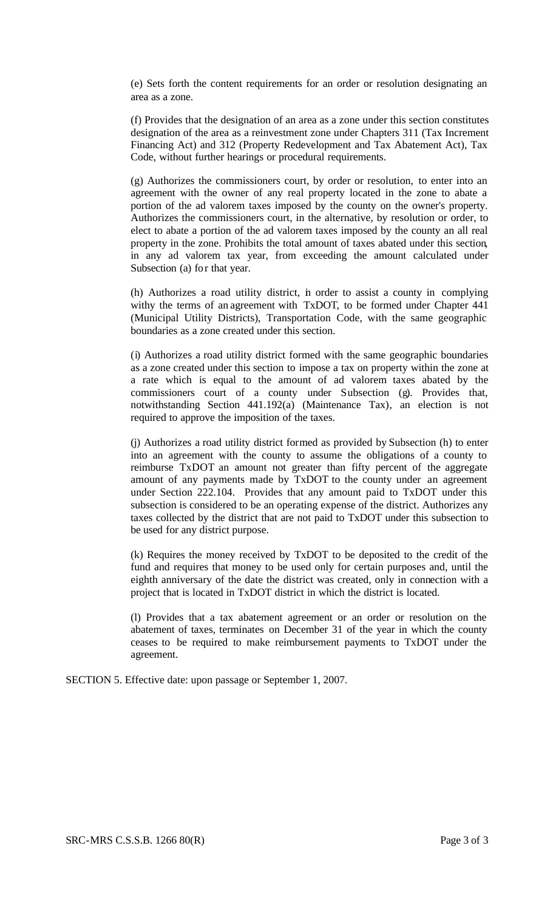(e) Sets forth the content requirements for an order or resolution designating an area as a zone.

(f) Provides that the designation of an area as a zone under this section constitutes designation of the area as a reinvestment zone under Chapters 311 (Tax Increment Financing Act) and 312 (Property Redevelopment and Tax Abatement Act), Tax Code, without further hearings or procedural requirements.

(g) Authorizes the commissioners court, by order or resolution, to enter into an agreement with the owner of any real property located in the zone to abate a portion of the ad valorem taxes imposed by the county on the owner's property. Authorizes the commissioners court, in the alternative, by resolution or order, to elect to abate a portion of the ad valorem taxes imposed by the county an all real property in the zone. Prohibits the total amount of taxes abated under this section, in any ad valorem tax year, from exceeding the amount calculated under Subsection (a) for that year.

(h) Authorizes a road utility district, in order to assist a county in complying withy the terms of an agreement with TxDOT, to be formed under Chapter 441 (Municipal Utility Districts), Transportation Code, with the same geographic boundaries as a zone created under this section.

(i) Authorizes a road utility district formed with the same geographic boundaries as a zone created under this section to impose a tax on property within the zone at a rate which is equal to the amount of ad valorem taxes abated by the commissioners court of a county under Subsection (g). Provides that, notwithstanding Section 441.192(a) (Maintenance Tax), an election is not required to approve the imposition of the taxes.

(j) Authorizes a road utility district formed as provided by Subsection (h) to enter into an agreement with the county to assume the obligations of a county to reimburse TxDOT an amount not greater than fifty percent of the aggregate amount of any payments made by TxDOT to the county under an agreement under Section 222.104. Provides that any amount paid to TxDOT under this subsection is considered to be an operating expense of the district. Authorizes any taxes collected by the district that are not paid to TxDOT under this subsection to be used for any district purpose.

(k) Requires the money received by TxDOT to be deposited to the credit of the fund and requires that money to be used only for certain purposes and, until the eighth anniversary of the date the district was created, only in connection with a project that is located in TxDOT district in which the district is located.

(l) Provides that a tax abatement agreement or an order or resolution on the abatement of taxes, terminates on December 31 of the year in which the county ceases to be required to make reimbursement payments to TxDOT under the agreement.

SECTION 5. Effective date: upon passage or September 1, 2007.